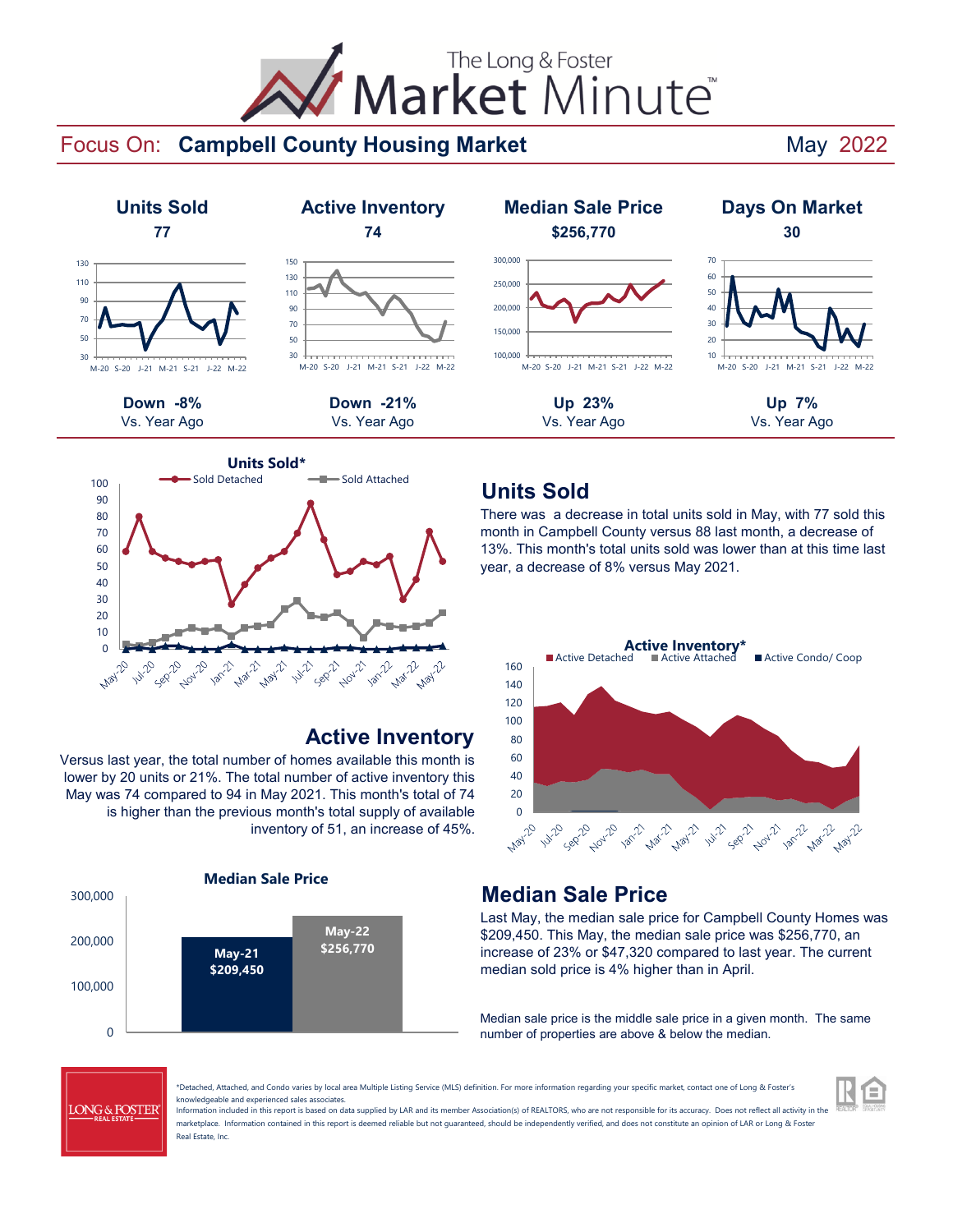# The Long & Foster Market Minute™

## Focus On: Campbell County Housing Market — May 2022

| Units Sold | Active Inventory | Median Sale Price | Days On Market |
|---|---|---|---|
| 77 | 74 | $256,770 | 30 |
| **Down -8%** Vs. Year Ago | **Down -21%** Vs. Year Ago | **Up 23%** Vs. Year Ago | **Up 7%** Vs. Year Ago |

## Units Sold

There was a decrease in total units sold in May, with 77 sold this month in Campbell County versus 88 last month, a decrease of 13%. This month's total units sold was lower than at this time last year, a decrease of 8% versus May 2021.

## Active Inventory

Versus last year, the total number of homes available this month is lower by 20 units or 21%. The total number of active inventory this May was 74 compared to 94 in May 2021. This month's total of 74 is higher than the previous month's total supply of available inventory of 51, an increase of 45%.

## Median Sale Price

Last May, the median sale price for Campbell County Homes was $209,450. This May, the median sale price was $256,770, an increase of 23% or $47,320 compared to last year. The current median sold price is 4% higher than in April.

Median sale price is the middle sale price in a given month. The same number of properties are above & below the median.

**Median Sale Price**

| May-21 | May-22 |
|---|---|
| $209,450 | $256,770 |

*Detached, Attached, and Condo varies by local area Multiple Listing Service (MLS) definition. For more information regarding your specific market, contact one of Long & Foster's knowledgeable and experienced sales associates.

Information included in this report is based on data supplied by LAR and its member Association(s) of REALTORS, who are not responsible for its accuracy. Does not reflect all activity in the marketplace. Information contained in this report is deemed reliable but not guaranteed, should be independently verified, and does not constitute an opinion of LAR or Long & Foster Real Estate, Inc.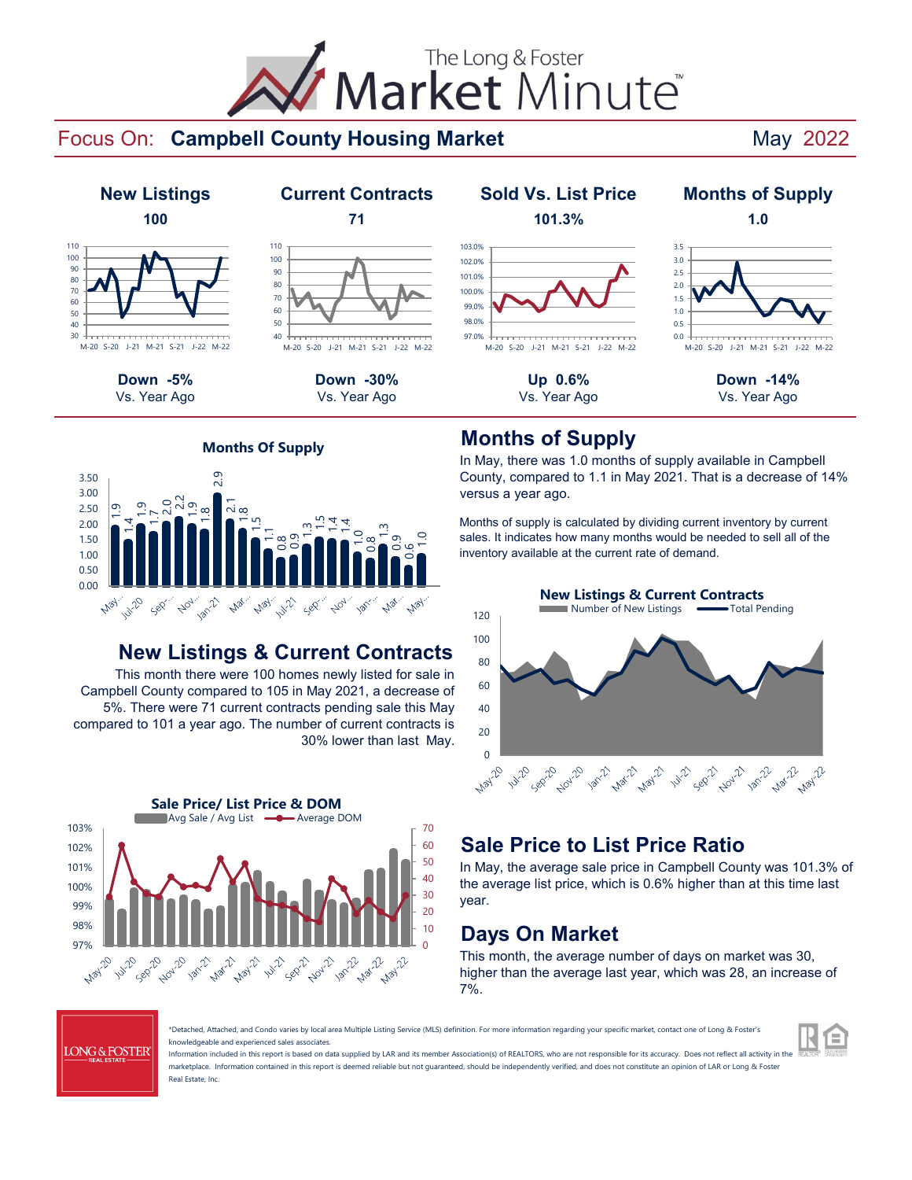# The Long & Foster Market Minute™

## Focus On: Campbell County Housing Market

May 2022

**New Listings**

**100**

110
100
90
80
70
60
50
40
30
M-20 S-20 J-21 M-21 S-21 J-22 M-22

**Down -5%**
Vs. Year Ago

**Current Contracts**

**71**

110
100
90
80
70
60
50
40
M-20 S-20 J-21 M-21 S-21 J-22 M-22

**Down -30%**
Vs. Year Ago

**Sold Vs. List Price**

**101.3%**

103.0%
102.0%
101.0%
100.0%
99.0%
98.0%
97.0%
M-20 S-20 J-21 M-21 S-21 J-22 M-22

**Up 0.6%**
Vs. Year Ago

**Months of Supply**

**1.0**

3.5
3.0
2.5
2.0
1.5
1.0
0.5
0.0
M-20 S-20 J-21 M-21 S-21 J-22 M-22

**Down -14%**
Vs. Year Ago

**Months Of Supply**

3.50
3.00
2.50
2.00
1.50
1.00
0.50
0.00

1.9, 1.4, 1.9, 1.7, 2.0, 2.2, 1.9, 1.8, 2.9, 2.1, 1.8, 1.5, 1.1, 0.8, 0.9, 1.3, 1.5, 1.4, 1.4, 1.0, 0.8, 1.3, 0.9, 0.6, 1.0

May... Jul-20 Sep-... Nov... Jan-21 Mar... May... Jul-21 Sep-... Nov... Jan-... Mar... May...

## Months of Supply

In May, there was 1.0 months of supply available in Campbell County, compared to 1.1 in May 2021. That is a decrease of 14% versus a year ago.

Months of supply is calculated by dividing current inventory by current sales. It indicates how many months would be needed to sell all of the inventory available at the current rate of demand.

## New Listings & Current Contracts

This month there were 100 homes newly listed for sale in Campbell County compared to 105 in May 2021, a decrease of 5%. There were 71 current contracts pending sale this May compared to 101 a year ago. The number of current contracts is 30% lower than last May.

**New Listings & Current Contracts**

Number of New Listings — Total Pending

120
100
80
60
40
20
0

May-20 Jul-20 Sep-20 Nov-20 Jan-21 Mar-21 May-21 Jul-21 Sep-21 Nov-21 Jan-22 Mar-22 May-22

**Sale Price/ List Price & DOM**

Avg Sale / Avg List — Average DOM

103%
102%
101%
100%
99%
98%
97%

70
60
50
40
30
20
10
0

May-20 Jul-20 Sep-20 Nov-20 Jan-21 Mar-21 May-21 Jul-21 Sep-21 Nov-21 Jan-22 Mar-22 May-22

## Sale Price to List Price Ratio

In May, the average sale price in Campbell County was 101.3% of the average list price, which is 0.6% higher than at this time last year.

## Days On Market

This month, the average number of days on market was 30, higher than the average last year, which was 28, an increase of 7%.

*Detached, Attached, and Condo varies by local area Multiple Listing Service (MLS) definition. For more information regarding your specific market, contact one of Long & Foster's knowledgeable and experienced sales associates.

Information included in this report is based on data supplied by LAR and its member Association(s) of REALTORS, who are not responsible for its accuracy. Does not reflect all activity in the marketplace. Information contained in this report is deemed reliable but not guaranteed, should be independently verified, and does not constitute an opinion of LAR or Long & Foster Real Estate, Inc.